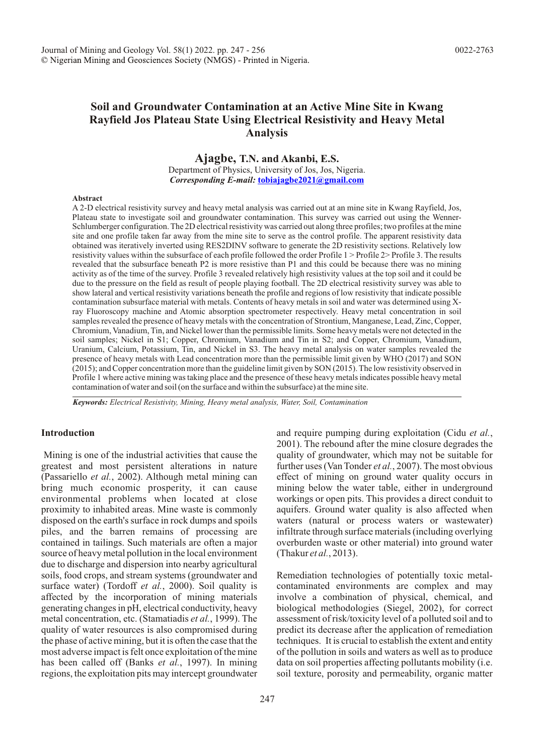# Soil and Groundwater Contamination at an Active Mine Site in Kwang Rayfield Jos Plateau State Using Electrical Resistivity and Heavy Metal Analysis

**Ajagbe, T.N. and Akanbi, E.S.**

Department of Physics, University of Jos, Jos, Nigeria.
***Corresponding E-mail:*** **tobiajagbe2021@gmail.com**

### Abstract

A 2-D electrical resistivity survey and heavy metal analysis was carried out at an mine site in Kwang Rayfield, Jos, Plateau state to investigate soil and groundwater contamination. This survey was carried out using the Wenner-Schlumberger configuration. The 2D electrical resistivity was carried out along three profiles; two profiles at the mine site and one profile taken far away from the mine site to serve as the control profile. The apparent resistivity data obtained was iteratively inverted using RES2DINV software to generate the 2D resistivity sections. Relatively low resistivity values within the subsurface of each profile followed the order Profile 1 > Profile 2> Profile 3. The results revealed that the subsurface beneath P2 is more resistive than P1 and this could be because there was no mining activity as of the time of the survey. Profile 3 revealed relatively high resistivity values at the top soil and it could be due to the pressure on the field as result of people playing football. The 2D electrical resistivity survey was able to show lateral and vertical resistivity variations beneath the profile and regions of low resistivity that indicate possible contamination subsurface material with metals. Contents of heavy metals in soil and water was determined using X-ray Fluoroscopy machine and Atomic absorption spectrometer respectively. Heavy metal concentration in soil samples revealed the presence of heavy metals with the concentration of Strontium, Manganese, Lead, Zinc, Copper, Chromium, Vanadium, Tin, and Nickel lower than the permissible limits. Some heavy metals were not detected in the soil samples; Nickel in S1; Copper, Chromium, Vanadium and Tin in S2; and Copper, Chromium, Vanadium, Uranium, Calcium, Potassium, Tin, and Nickel in S3. The heavy metal analysis on water samples revealed the presence of heavy metals with Lead concentration more than the permissible limit given by WHO (2017) and SON (2015); and Copper concentration more than the guideline limit given by SON (2015). The low resistivity observed in Profile 1 where active mining was taking place and the presence of these heavy metals indicates possible heavy metal contamination of water and soil (on the surface and within the subsurface) at the mine site.

***Keywords:*** *Electrical Resistivity, Mining, Heavy metal analysis, Water, Soil, Contamination*

### Introduction

Mining is one of the industrial activities that cause the greatest and most persistent alterations in nature (Passariello *et al.*, 2002). Although metal mining can bring much economic prosperity, it can cause environmental problems when located at close proximity to inhabited areas. Mine waste is commonly disposed on the earth's surface in rock dumps and spoils piles, and the barren remains of processing are contained in tailings. Such materials are often a major source of heavy metal pollution in the local environment due to discharge and dispersion into nearby agricultural soils, food crops, and stream systems (groundwater and surface water) (Tordoff *et al.*, 2000). Soil quality is affected by the incorporation of mining materials generating changes in pH, electrical conductivity, heavy metal concentration, etc. (Stamatiadis *et al.*, 1999). The quality of water resources is also compromised during the phase of active mining, but it is often the case that the most adverse impact is felt once exploitation of the mine has been called off (Banks *et al.*, 1997). In mining regions, the exploitation pits may intercept groundwater and require pumping during exploitation (Cidu *et al.*, 2001). The rebound after the mine closure degrades the quality of groundwater, which may not be suitable for further uses (Van Tonder *et al.*, 2007). The most obvious effect of mining on ground water quality occurs in mining below the water table, either in underground workings or open pits. This provides a direct conduit to aquifers. Ground water quality is also affected when waters (natural or process waters or wastewater) infiltrate through surface materials (including overlying overburden waste or other material) into ground water (Thakur *et al.*, 2013).

Remediation technologies of potentially toxic metal-contaminated environments are complex and may involve a combination of physical, chemical, and biological methodologies (Siegel, 2002), for correct assessment of risk/toxicity level of a polluted soil and to predict its decrease after the application of remediation techniques. It is crucial to establish the extent and entity of the pollution in soils and waters as well as to produce data on soil properties affecting pollutants mobility (i.e. soil texture, porosity and permeability, organic matter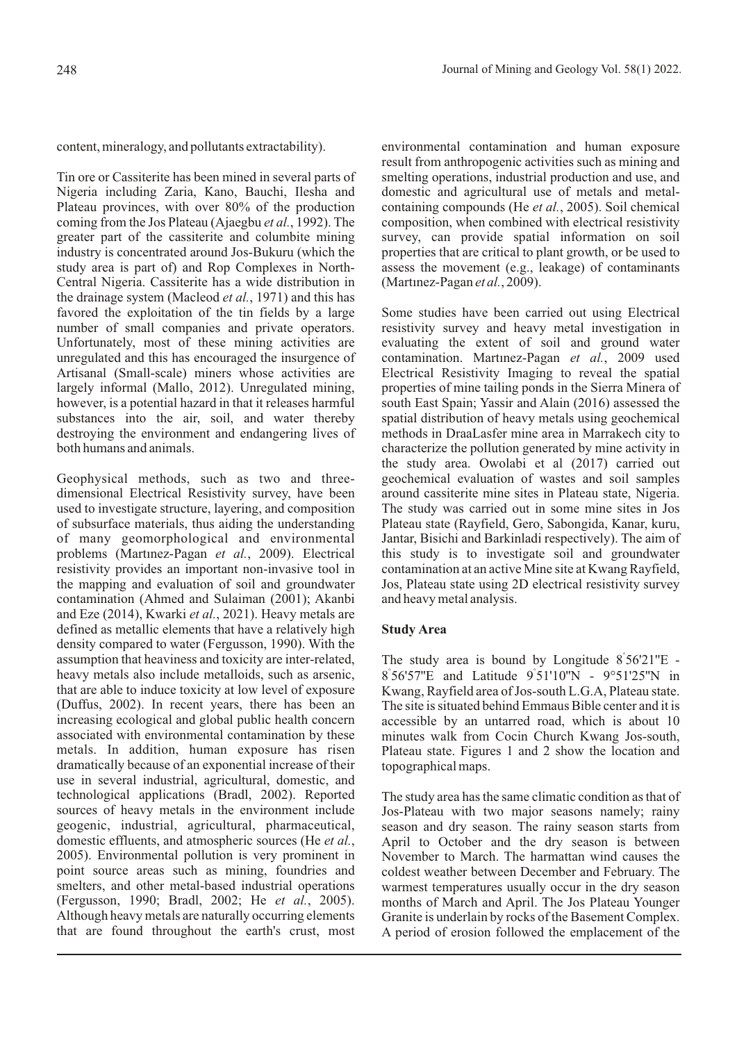content, mineralogy, and pollutants extractability).

Tin ore or Cassiterite has been mined in several parts of Nigeria including Zaria, Kano, Bauchi, Ilesha and Plateau provinces, with over 80% of the production coming from the Jos Plateau (Ajaegbu *et al.*, 1992). The greater part of the cassiterite and columbite mining industry is concentrated around Jos-Bukuru (which the study area is part of) and Rop Complexes in North-Central Nigeria. Cassiterite has a wide distribution in the drainage system (Macleod *et al.*, 1971) and this has favored the exploitation of the tin fields by a large number of small companies and private operators. Unfortunately, most of these mining activities are unregulated and this has encouraged the insurgence of Artisanal (Small-scale) miners whose activities are largely informal (Mallo, 2012). Unregulated mining, however, is a potential hazard in that it releases harmful substances into the air, soil, and water thereby destroying the environment and endangering lives of both humans and animals.

Geophysical methods, such as two and three-dimensional Electrical Resistivity survey, have been used to investigate structure, layering, and composition of subsurface materials, thus aiding the understanding of many geomorphological and environmental problems (Martınez-Pagan *et al.*, 2009). Electrical resistivity provides an important non-invasive tool in the mapping and evaluation of soil and groundwater contamination (Ahmed and Sulaiman (2001); Akanbi and Eze (2014), Kwarki *et al.*, 2021). Heavy metals are defined as metallic elements that have a relatively high density compared to water (Fergusson, 1990). With the assumption that heaviness and toxicity are inter-related, heavy metals also include metalloids, such as arsenic, that are able to induce toxicity at low level of exposure (Duffus, 2002). In recent years, there has been an increasing ecological and global public health concern associated with environmental contamination by these metals. In addition, human exposure has risen dramatically because of an exponential increase of their use in several industrial, agricultural, domestic, and technological applications (Bradl, 2002). Reported sources of heavy metals in the environment include geogenic, industrial, agricultural, pharmaceutical, domestic effluents, and atmospheric sources (He *et al.*, 2005). Environmental pollution is very prominent in point source areas such as mining, foundries and smelters, and other metal-based industrial operations (Fergusson, 1990; Bradl, 2002; He *et al.*, 2005). Although heavy metals are naturally occurring elements that are found throughout the earth's crust, most environmental contamination and human exposure result from anthropogenic activities such as mining and smelting operations, industrial production and use, and domestic and agricultural use of metals and metal-containing compounds (He *et al.*, 2005). Soil chemical composition, when combined with electrical resistivity survey, can provide spatial information on soil properties that are critical to plant growth, or be used to assess the movement (e.g., leakage) of contaminants (Martınez-Pagan *et al.*, 2009).

Some studies have been carried out using Electrical resistivity survey and heavy metal investigation in evaluating the extent of soil and ground water contamination. Martınez-Pagan *et al.*, 2009 used Electrical Resistivity Imaging to reveal the spatial properties of mine tailing ponds in the Sierra Minera of south East Spain; Yassir and Alain (2016) assessed the spatial distribution of heavy metals using geochemical methods in DraaLasfer mine area in Marrakech city to characterize the pollution generated by mine activity in the study area. Owolabi et al (2017) carried out geochemical evaluation of wastes and soil samples around cassiterite mine sites in Plateau state, Nigeria. The study was carried out in some mine sites in Jos Plateau state (Rayfield, Gero, Sabongida, Kanar, kuru, Jantar, Bisichi and Barkinladi respectively). The aim of this study is to investigate soil and groundwater contamination at an active Mine site at Kwang Rayfield, Jos, Plateau state using 2D electrical resistivity survey and heavy metal analysis.

**Study Area**

The study area is bound by Longitude 8°56'21"E - 8°56'57"E and Latitude 9°51'10"N - 9°51'25"N in Kwang, Rayfield area of Jos-south L.G.A, Plateau state. The site is situated behind Emmaus Bible center and it is accessible by an untarred road, which is about 10 minutes walk from Cocin Church Kwang Jos-south, Plateau state. Figures 1 and 2 show the location and topographical maps.

The study area has the same climatic condition as that of Jos-Plateau with two major seasons namely; rainy season and dry season. The rainy season starts from April to October and the dry season is between November to March. The harmattan wind causes the coldest weather between December and February. The warmest temperatures usually occur in the dry season months of March and April. The Jos Plateau Younger Granite is underlain by rocks of the Basement Complex. A period of erosion followed the emplacement of the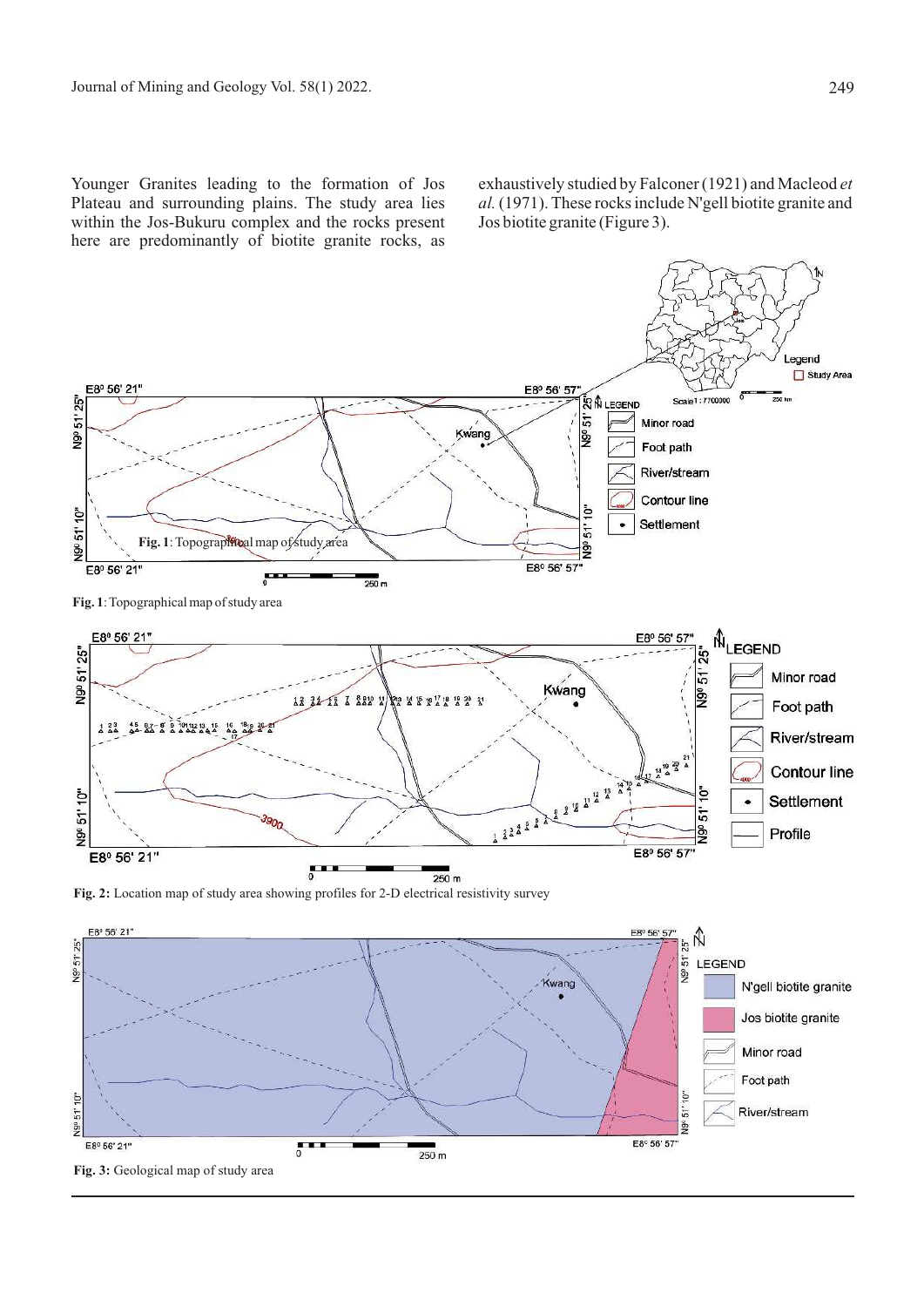Younger Granites leading to the formation of Jos Plateau and surrounding plains. The study area lies within the Jos-Bukuru complex and the rocks present here are predominantly of biotite granite rocks, as exhaustively studied by Falconer (1921) and Macleod *et al.* (1971). These rocks include N'gell biotite granite and Jos biotite granite (Figure 3).

**Fig. 1**: Topographical map of study area

**Fig. 2:** Location map of study area showing profiles for 2-D electrical resistivity survey

**Fig. 3:** Geological map of study area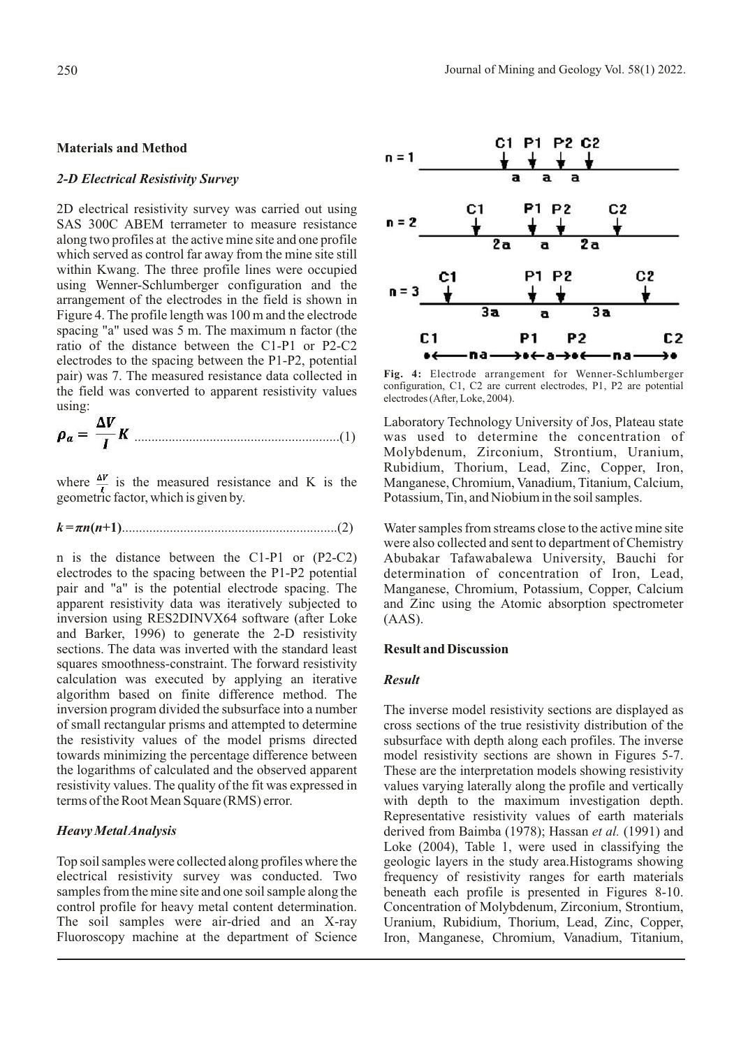## Materials and Method

### *2-D Electrical Resistivity Survey*

2D electrical resistivity survey was carried out using SAS 300C ABEM terrameter to measure resistance along two profiles at the active mine site and one profile which served as control far away from the mine site still within Kwang. The three profile lines were occupied using Wenner-Schlumberger configuration and the arrangement of the electrodes in the field is shown in Figure 4. The profile length was 100 m and the electrode spacing "a" used was 5 m. The maximum n factor (the ratio of the distance between the C1-P1 or P2-C2 electrodes to the spacing between the P1-P2, potential pair) was 7. The measured resistance data collected in the field was converted to apparent resistivity values using:

$$\rho_a = \frac{\Delta V}{I} K \quad \text{.............................................................(1)}$$

where $\frac{\Delta V}{I}$ is the measured resistance and K is the geometric factor, which is given by.

$$k = \pi n(n+1) \quad \text{..............................................................(2)}$$

n is the distance between the C1-P1 or (P2-C2) electrodes to the spacing between the P1-P2 potential pair and "a" is the potential electrode spacing. The apparent resistivity data was iteratively subjected to inversion using RES2DINVX64 software (after Loke and Barker, 1996) to generate the 2-D resistivity sections. The data was inverted with the standard least squares smoothness-constraint. The forward resistivity calculation was executed by applying an iterative algorithm based on finite difference method. The inversion program divided the subsurface into a number of small rectangular prisms and attempted to determine the resistivity values of the model prisms directed towards minimizing the percentage difference between the logarithms of calculated and the observed apparent resistivity values. The quality of the fit was expressed in terms of the Root Mean Square (RMS) error.

### *Heavy Metal Analysis*

Top soil samples were collected along profiles where the electrical resistivity survey was conducted. Two samples from the mine site and one soil sample along the control profile for heavy metal content determination. The soil samples were air-dried and an X-ray Fluoroscopy machine at the department of Science Laboratory Technology University of Jos, Plateau state was used to determine the concentration of Molybdenum, Zirconium, Strontium, Uranium, Rubidium, Thorium, Lead, Zinc, Copper, Iron, Manganese, Chromium, Vanadium, Titanium, Calcium, Potassium, Tin, and Niobium in the soil samples.

Water samples from streams close to the active mine site were also collected and sent to department of Chemistry Abubakar Tafawabalewa University, Bauchi for determination of concentration of Iron, Lead, Manganese, Chromium, Potassium, Copper, Calcium and Zinc using the Atomic absorption spectrometer (AAS).

**Fig. 4:** Electrode arrangement for Wenner-Schlumberger configuration, C1, C2 are current electrodes, P1, P2 are potential electrodes (After, Loke, 2004).

## Result and Discussion

### *Result*

The inverse model resistivity sections are displayed as cross sections of the true resistivity distribution of the subsurface with depth along each profiles. The inverse model resistivity sections are shown in Figures 5-7. These are the interpretation models showing resistivity values varying laterally along the profile and vertically with depth to the maximum investigation depth. Representative resistivity values of earth materials derived from Baimba (1978); Hassan *et al.* (1991) and Loke (2004), Table 1, were used in classifying the geologic layers in the study area.Histograms showing frequency of resistivity ranges for earth materials beneath each profile is presented in Figures 8-10. Concentration of Molybdenum, Zirconium, Strontium, Uranium, Rubidium, Thorium, Lead, Zinc, Copper, Iron, Manganese, Chromium, Vanadium, Titanium,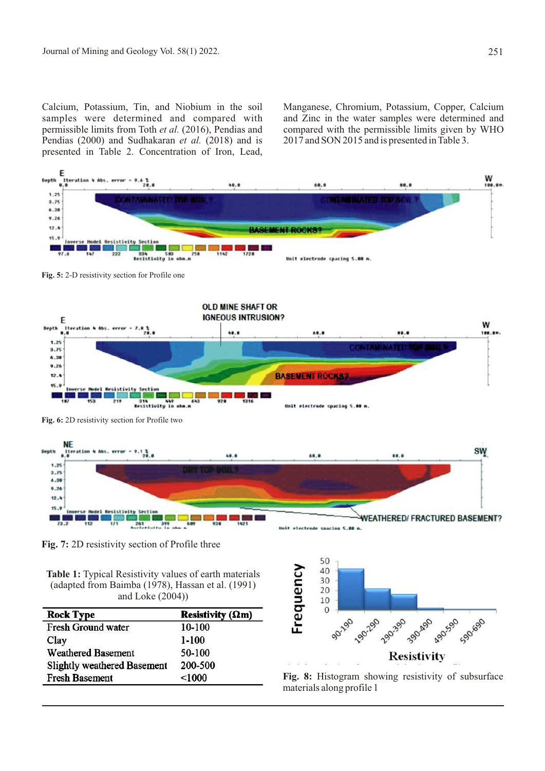Calcium, Potassium, Tin, and Niobium in the soil samples were determined and compared with permissible limits from Toth *et al.* (2016), Pendias and Pendias (2000) and Sudhakaran *et al.* (2018) and is presented in Table 2. Concentration of Iron, Lead, Manganese, Chromium, Potassium, Copper, Calcium and Zinc in the water samples were determined and compared with the permissible limits given by WHO 2017 and SON 2015 and is presented in Table 3.

**Fig. 5:** 2-D resistivity section for Profile one

**Fig. 6:** 2D resistivity section for Profile two

**Fig. 7:** 2D resistivity section of Profile three

**Table 1:** Typical Resistivity values of earth materials (adapted from Baimba (1978), Hassan et al. (1991) and Loke (2004))

| Rock Type | Resistivity (Ωm) |
|---|---|
| Fresh Ground water | 10-100 |
| Clay | 1-100 |
| Weathered Basement | 50-100 |
| Slightly weathered Basement | 200-500 |
| Fresh Basement | <1000 |

**Fig. 8:** Histogram showing resistivity of subsurface materials along profile 1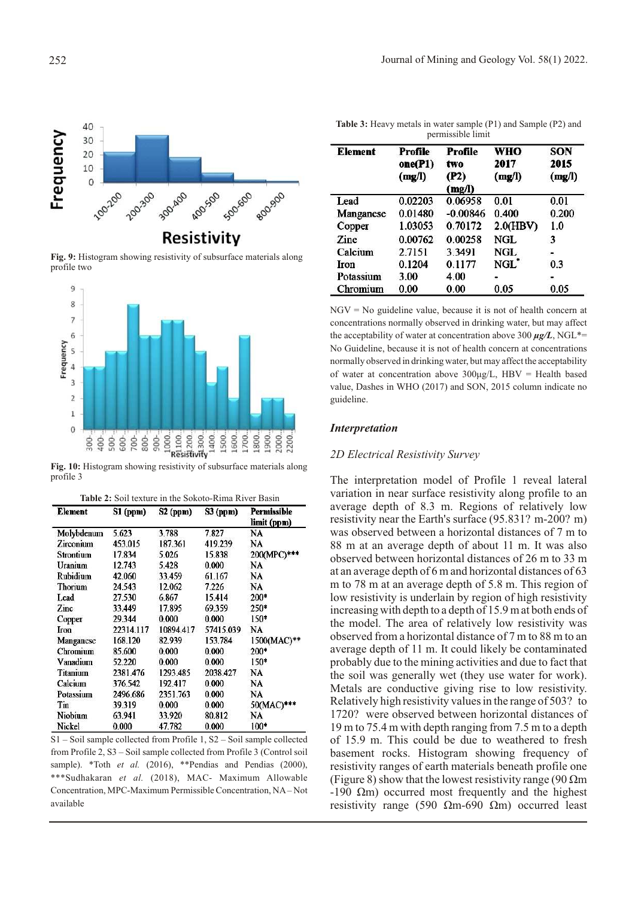Fig. 9: Histogram showing resistivity of subsurface materials along profile two

Fig. 10: Histogram showing resistivity of subsurface materials along profile 3

**Table 2:** Soil texture in the Sokoto-Rima River Basin

| Element | S1 (ppm) | S2 (ppm) | S3 (ppm) | Permissible limit (ppm) |
|---|---|---|---|---|
| Molybdenum | 5.623 | 3.788 | 7.827 | NA |
| Zirconium | 453.015 | 187.361 | 419.239 | NA |
| Strontium | 17.834 | 5.026 | 15.838 | 200(MPC)*** |
| Uranium | 12.743 | 5.428 | 0.000 | NA |
| Rubidium | 42.060 | 33.459 | 61.167 | NA |
| Thorium | 24.543 | 12.062 | 7.226 | NA |
| Lead | 27.530 | 6.867 | 15.414 | 200* |
| Zinc | 33.449 | 17.895 | 69.359 | 250* |
| Copper | 29.344 | 0.000 | 0.000 | 150* |
| Iron | 22314.117 | 10894.417 | 57415.039 | NA |
| Manganese | 168.120 | 82.939 | 153.784 | 1500(MAC)** |
| Chromium | 85.600 | 0.000 | 0.000 | 200* |
| Vanadium | 52.220 | 0.000 | 0.000 | 150* |
| Titanium | 2381.476 | 1293.485 | 2038.427 | NA |
| Calcium | 376.542 | 192.417 | 0.000 | NA |
| Potassium | 2496.686 | 2351.763 | 0.000 | NA |
| Tin | 39.319 | 0.000 | 0.000 | 50(MAC)*** |
| Niobium | 63.941 | 33.920 | 80.812 | NA |
| Nickel | 0.000 | 47.782 | 0.000 | 100* |

S1 – Soil sample collected from Profile 1, S2 – Soil sample collected from Profile 2, S3 – Soil sample collected from Profile 3 (Control soil sample). *Toth *et al.* (2016), **Pendias and Pendias (2000), ***Sudhakaran *et al.* (2018), MAC- Maximum Allowable Concentration, MPC-Maximum Permissible Concentration, NA – Not available

**Table 3:** Heavy metals in water sample (P1) and Sample (P2) and permissible limit

| Element | Profile one(P1) (mg/l) | Profile two (P2) (mg/l) | WHO 2017 (mg/l) | SON 2015 (mg/l) |
|---|---|---|---|---|
| Lead | 0.02203 | 0.06958 | 0.01 | 0.01 |
| Manganese | 0.01480 | -0.00846 | 0.400 | 0.200 |
| Copper | 1.03053 | 0.70172 | 2.0(HBV) | 1.0 |
| Zinc | 0.00762 | 0.00258 | NGL | 3 |
| Calcium | 2.7151 | 3.3491 | NGL | - |
| Iron | 0.1204 | 0.1177 | NGL* | 0.3 |
| Potassium | 3.00 | 4.00 | - | - |
| Chromium | 0.00 | 0.00 | 0.05 | 0.05 |

NGV = No guideline value, because it is not of health concern at concentrations normally observed in drinking water, but may affect the acceptability of water at concentration above 300 ***μg/L***, NGL*= No Guideline, because it is not of health concern at concentrations normally observed in drinking water, but may affect the acceptability of water at concentration above 300μg/L, HBV = Health based value, Dashes in WHO (2017) and SON, 2015 column indicate no guideline.

### *Interpretation*

#### *2D Electrical Resistivity Survey*

The interpretation model of Profile 1 reveal lateral variation in near surface resistivity along profile to an average depth of 8.3 m. Regions of relatively low resistivity near the Earth's surface (95.831? m-200? m) was observed between a horizontal distances of 7 m to 88 m at an average depth of about 11 m. It was also observed between horizontal distances of 26 m to 33 m at an average depth of 6 m and horizontal distances of 63 m to 78 m at an average depth of 5.8 m. This region of low resistivity is underlain by region of high resistivity increasing with depth to a depth of 15.9 m at both ends of the model. The area of relatively low resistivity was observed from a horizontal distance of 7 m to 88 m to an average depth of 11 m. It could likely be contaminated probably due to the mining activities and due to fact that the soil was generally wet (they use water for work). Metals are conductive giving rise to low resistivity. Relatively high resistivity values in the range of 503? to 1720? were observed between horizontal distances of 19 m to 75.4 m with depth ranging from 7.5 m to a depth of 15.9 m. This could be due to weathered to fresh basement rocks. Histogram showing frequency of resistivity ranges of earth materials beneath profile one (Figure 8) show that the lowest resistivity range (90 Ωm -190 Ωm) occurred most frequently and the highest resistivity range (590 Ωm-690 Ωm) occurred least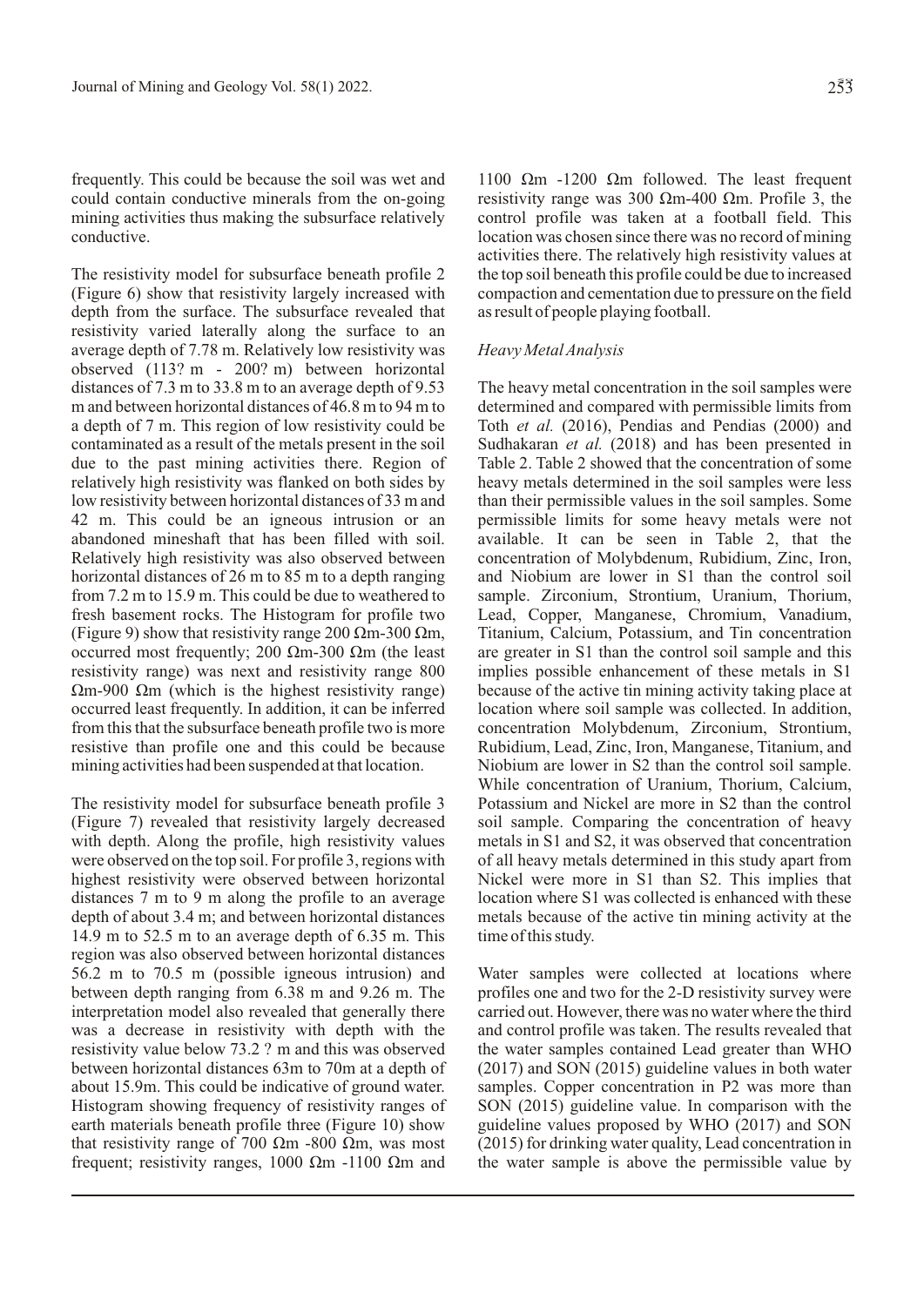frequently. This could be because the soil was wet and could contain conductive minerals from the on-going mining activities thus making the subsurface relatively conductive.

The resistivity model for subsurface beneath profile 2 (Figure 6) show that resistivity largely increased with depth from the surface. The subsurface revealed that resistivity varied laterally along the surface to an average depth of 7.78 m. Relatively low resistivity was observed (113? m - 200? m) between horizontal distances of 7.3 m to 33.8 m to an average depth of 9.53 m and between horizontal distances of 46.8 m to 94 m to a depth of 7 m. This region of low resistivity could be contaminated as a result of the metals present in the soil due to the past mining activities there. Region of relatively high resistivity was flanked on both sides by low resistivity between horizontal distances of 33 m and 42 m. This could be an igneous intrusion or an abandoned mineshaft that has been filled with soil. Relatively high resistivity was also observed between horizontal distances of 26 m to 85 m to a depth ranging from 7.2 m to 15.9 m. This could be due to weathered to fresh basement rocks. The Histogram for profile two (Figure 9) show that resistivity range 200 Ωm-300 Ωm, occurred most frequently; 200 Ωm-300 Ωm (the least resistivity range) was next and resistivity range 800 Ωm-900 Ωm (which is the highest resistivity range) occurred least frequently. In addition, it can be inferred from this that the subsurface beneath profile two is more resistive than profile one and this could be because mining activities had been suspended at that location.

The resistivity model for subsurface beneath profile 3 (Figure 7) revealed that resistivity largely decreased with depth. Along the profile, high resistivity values were observed on the top soil. For profile 3, regions with highest resistivity were observed between horizontal distances 7 m to 9 m along the profile to an average depth of about 3.4 m; and between horizontal distances 14.9 m to 52.5 m to an average depth of 6.35 m. This region was also observed between horizontal distances 56.2 m to 70.5 m (possible igneous intrusion) and between depth ranging from 6.38 m and 9.26 m. The interpretation model also revealed that generally there was a decrease in resistivity with depth with the resistivity value below 73.2 ? m and this was observed between horizontal distances 63m to 70m at a depth of about 15.9m. This could be indicative of ground water. Histogram showing frequency of resistivity ranges of earth materials beneath profile three (Figure 10) show that resistivity range of 700 Ωm -800 Ωm, was most frequent; resistivity ranges, 1000 Ωm -1100 Ωm and 1100 Ωm -1200 Ωm followed. The least frequent resistivity range was 300 Ωm-400 Ωm. Profile 3, the control profile was taken at a football field. This location was chosen since there was no record of mining activities there. The relatively high resistivity values at the top soil beneath this profile could be due to increased compaction and cementation due to pressure on the field as result of people playing football.

### *Heavy Metal Analysis*

The heavy metal concentration in the soil samples were determined and compared with permissible limits from Toth *et al.* (2016), Pendias and Pendias (2000) and Sudhakaran *et al.* (2018) and has been presented in Table 2. Table 2 showed that the concentration of some heavy metals determined in the soil samples were less than their permissible values in the soil samples. Some permissible limits for some heavy metals were not available. It can be seen in Table 2, that the concentration of Molybdenum, Rubidium, Zinc, Iron, and Niobium are lower in S1 than the control soil sample. Zirconium, Strontium, Uranium, Thorium, Lead, Copper, Manganese, Chromium, Vanadium, Titanium, Calcium, Potassium, and Tin concentration are greater in S1 than the control soil sample and this implies possible enhancement of these metals in S1 because of the active tin mining activity taking place at location where soil sample was collected. In addition, concentration Molybdenum, Zirconium, Strontium, Rubidium, Lead, Zinc, Iron, Manganese, Titanium, and Niobium are lower in S2 than the control soil sample. While concentration of Uranium, Thorium, Calcium, Potassium and Nickel are more in S2 than the control soil sample. Comparing the concentration of heavy metals in S1 and S2, it was observed that concentration of all heavy metals determined in this study apart from Nickel were more in S1 than S2. This implies that location where S1 was collected is enhanced with these metals because of the active tin mining activity at the time of this study.

Water samples were collected at locations where profiles one and two for the 2-D resistivity survey were carried out. However, there was no water where the third and control profile was taken. The results revealed that the water samples contained Lead greater than WHO (2017) and SON (2015) guideline values in both water samples. Copper concentration in P2 was more than SON (2015) guideline value. In comparison with the guideline values proposed by WHO (2017) and SON (2015) for drinking water quality, Lead concentration in the water sample is above the permissible value by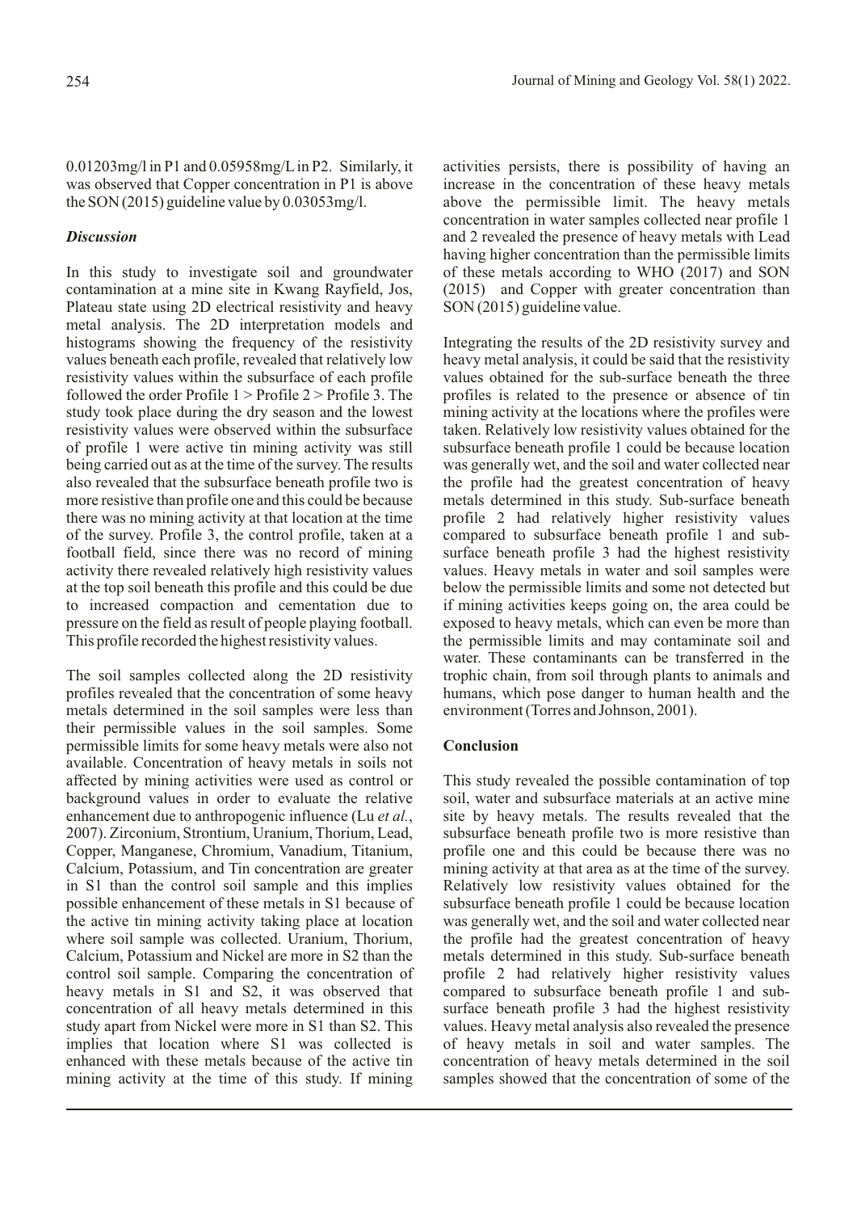0.01203mg/l in P1 and 0.05958mg/L in P2. Similarly, it was observed that Copper concentration in P1 is above the SON (2015) guideline value by 0.03053mg/l.

### *Discussion*

In this study to investigate soil and groundwater contamination at a mine site in Kwang Rayfield, Jos, Plateau state using 2D electrical resistivity and heavy metal analysis. The 2D interpretation models and histograms showing the frequency of the resistivity values beneath each profile, revealed that relatively low resistivity values within the subsurface of each profile followed the order Profile 1 > Profile 2 > Profile 3. The study took place during the dry season and the lowest resistivity values were observed within the subsurface of profile 1 were active tin mining activity was still being carried out as at the time of the survey. The results also revealed that the subsurface beneath profile two is more resistive than profile one and this could be because there was no mining activity at that location at the time of the survey. Profile 3, the control profile, taken at a football field, since there was no record of mining activity there revealed relatively high resistivity values at the top soil beneath this profile and this could be due to increased compaction and cementation due to pressure on the field as result of people playing football. This profile recorded the highest resistivity values.

The soil samples collected along the 2D resistivity profiles revealed that the concentration of some heavy metals determined in the soil samples were less than their permissible values in the soil samples. Some permissible limits for some heavy metals were also not available. Concentration of heavy metals in soils not affected by mining activities were used as control or background values in order to evaluate the relative enhancement due to anthropogenic influence (Lu *et al.*, 2007). Zirconium, Strontium, Uranium, Thorium, Lead, Copper, Manganese, Chromium, Vanadium, Titanium, Calcium, Potassium, and Tin concentration are greater in S1 than the control soil sample and this implies possible enhancement of these metals in S1 because of the active tin mining activity taking place at location where soil sample was collected. Uranium, Thorium, Calcium, Potassium and Nickel are more in S2 than the control soil sample. Comparing the concentration of heavy metals in S1 and S2, it was observed that concentration of all heavy metals determined in this study apart from Nickel were more in S1 than S2. This implies that location where S1 was collected is enhanced with these metals because of the active tin mining activity at the time of this study. If mining activities persists, there is possibility of having an increase in the concentration of these heavy metals above the permissible limit. The heavy metals concentration in water samples collected near profile 1 and 2 revealed the presence of heavy metals with Lead having higher concentration than the permissible limits of these metals according to WHO (2017) and SON (2015) and Copper with greater concentration than SON (2015) guideline value.

Integrating the results of the 2D resistivity survey and heavy metal analysis, it could be said that the resistivity values obtained for the sub-surface beneath the three profiles is related to the presence or absence of tin mining activity at the locations where the profiles were taken. Relatively low resistivity values obtained for the subsurface beneath profile 1 could be because location was generally wet, and the soil and water collected near the profile had the greatest concentration of heavy metals determined in this study. Sub-surface beneath profile 2 had relatively higher resistivity values compared to subsurface beneath profile 1 and sub-surface beneath profile 3 had the highest resistivity values. Heavy metals in water and soil samples were below the permissible limits and some not detected but if mining activities keeps going on, the area could be exposed to heavy metals, which can even be more than the permissible limits and may contaminate soil and water. These contaminants can be transferred in the trophic chain, from soil through plants to animals and humans, which pose danger to human health and the environment (Torres and Johnson, 2001).

### **Conclusion**

This study revealed the possible contamination of top soil, water and subsurface materials at an active mine site by heavy metals. The results revealed that the subsurface beneath profile two is more resistive than profile one and this could be because there was no mining activity at that area as at the time of the survey. Relatively low resistivity values obtained for the subsurface beneath profile 1 could be because location was generally wet, and the soil and water collected near the profile had the greatest concentration of heavy metals determined in this study. Sub-surface beneath profile 2 had relatively higher resistivity values compared to subsurface beneath profile 1 and sub-surface beneath profile 3 had the highest resistivity values. Heavy metal analysis also revealed the presence of heavy metals in soil and water samples. The concentration of heavy metals determined in the soil samples showed that the concentration of some of the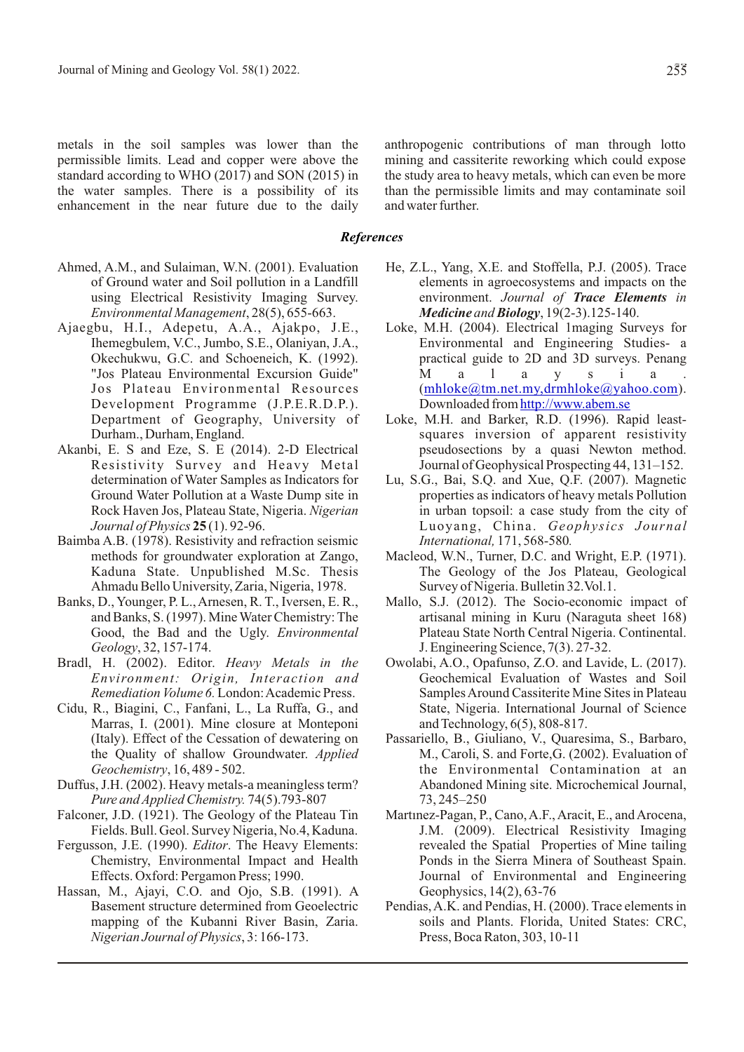metals in the soil samples was lower than the permissible limits. Lead and copper were above the standard according to WHO (2017) and SON (2015) in the water samples. There is a possibility of its enhancement in the near future due to the daily anthropogenic contributions of man through lotto mining and cassiterite reworking which could expose the study area to heavy metals, which can even be more than the permissible limits and may contaminate soil and water further.

## *References*

Ahmed, A.M., and Sulaiman, W.N. (2001). Evaluation of Ground water and Soil pollution in a Landfill using Electrical Resistivity Imaging Survey. *Environmental Management*, 28(5), 655-663.

Ajaegbu, H.I., Adepetu, A.A., Ajakpo, J.E., Ihemegbulem, V.C., Jumbo, S.E., Olaniyan, J.A., Okechukwu, G.C. and Schoeneich, K. (1992). "Jos Plateau Environmental Excursion Guide" Jos Plateau Environmental Resources Development Programme (J.P.E.R.D.P.). Department of Geography, University of Durham., Durham, England.

Akanbi, E. S and Eze, S. E (2014). 2-D Electrical Resistivity Survey and Heavy Metal determination of Water Samples as Indicators for Ground Water Pollution at a Waste Dump site in Rock Haven Jos, Plateau State, Nigeria. *Nigerian Journal of Physics* **25** (1). 92-96.

Baimba A.B. (1978). Resistivity and refraction seismic methods for groundwater exploration at Zango, Kaduna State. Unpublished M.Sc. Thesis Ahmadu Bello University, Zaria, Nigeria, 1978.

Banks, D., Younger, P. L., Arnesen, R. T., Iversen, E. R., and Banks, S. (1997). Mine Water Chemistry: The Good, the Bad and the Ugly. *Environmental Geology*, 32, 157-174.

Bradl, H. (2002). Editor. *Heavy Metals in the Environment: Origin, Interaction and Remediation Volume 6.* London: Academic Press.

Cidu, R., Biagini, C., Fanfani, L., La Ruffa, G., and Marras, I. (2001). Mine closure at Monteponi (Italy). Effect of the Cessation of dewatering on the Quality of shallow Groundwater. *Applied Geochemistry*, 16, 489 - 502.

Duffus, J.H. (2002). Heavy metals-a meaningless term? *Pure and Applied Chemistry.* 74(5).793-807

Falconer, J.D. (1921). The Geology of the Plateau Tin Fields. Bull. Geol. Survey Nigeria, No.4, Kaduna.

Fergusson, J.E. (1990). *Editor*. The Heavy Elements: Chemistry, Environmental Impact and Health Effects. Oxford: Pergamon Press; 1990.

Hassan, M., Ajayi, C.O. and Ojo, S.B. (1991). A Basement structure determined from Geoelectric mapping of the Kubanni River Basin, Zaria. *Nigerian Journal of Physics*, 3: 166-173.

He, Z.L., Yang, X.E. and Stoffella, P.J. (2005). Trace elements in agroecosystems and impacts on the environment. *Journal of **Trace Elements** in **Medicine** and **Biology***, 19(2-3).125-140.

Loke, M.H. (2004). Electrical 1maging Surveys for Environmental and Engineering Studies- a practical guide to 2D and 3D surveys. Penang Malaysia. (mhloke@tm.net.my,drmhloke@yahoo.com). Downloaded from http://www.abem.se

Loke, M.H. and Barker, R.D. (1996). Rapid least-squares inversion of apparent resistivity pseudosections by a quasi Newton method. Journal of Geophysical Prospecting 44, 131–152.

Lu, S.G., Bai, S.Q. and Xue, Q.F. (2007). Magnetic properties as indicators of heavy metals Pollution in urban topsoil: a case study from the city of Luoyang, China. *Geophysics Journal International,* 171, 568-580.

Macleod, W.N., Turner, D.C. and Wright, E.P. (1971). The Geology of the Jos Plateau, Geological Survey of Nigeria. Bulletin 32.Vol.1.

Mallo, S.J. (2012). The Socio-economic impact of artisanal mining in Kuru (Naraguta sheet 168) Plateau State North Central Nigeria. Continental. J. Engineering Science, 7(3). 27-32.

Owolabi, A.O., Opafunso, Z.O. and Lavide, L. (2017). Geochemical Evaluation of Wastes and Soil Samples Around Cassiterite Mine Sites in Plateau State, Nigeria. International Journal of Science and Technology, 6(5), 808-817.

Passariello, B., Giuliano, V., Quaresima, S., Barbaro, M., Caroli, S. and Forte,G. (2002). Evaluation of the Environmental Contamination at an Abandoned Mining site. Microchemical Journal, 73, 245–250

Martınez-Pagan, P., Cano, A.F., Aracit, E., and Arocena, J.M. (2009). Electrical Resistivity Imaging revealed the Spatial Properties of Mine tailing Ponds in the Sierra Minera of Southeast Spain. Journal of Environmental and Engineering Geophysics, 14(2), 63-76

Pendias, A.K. and Pendias, H. (2000). Trace elements in soils and Plants. Florida, United States: CRC, Press, Boca Raton, 303, 10-11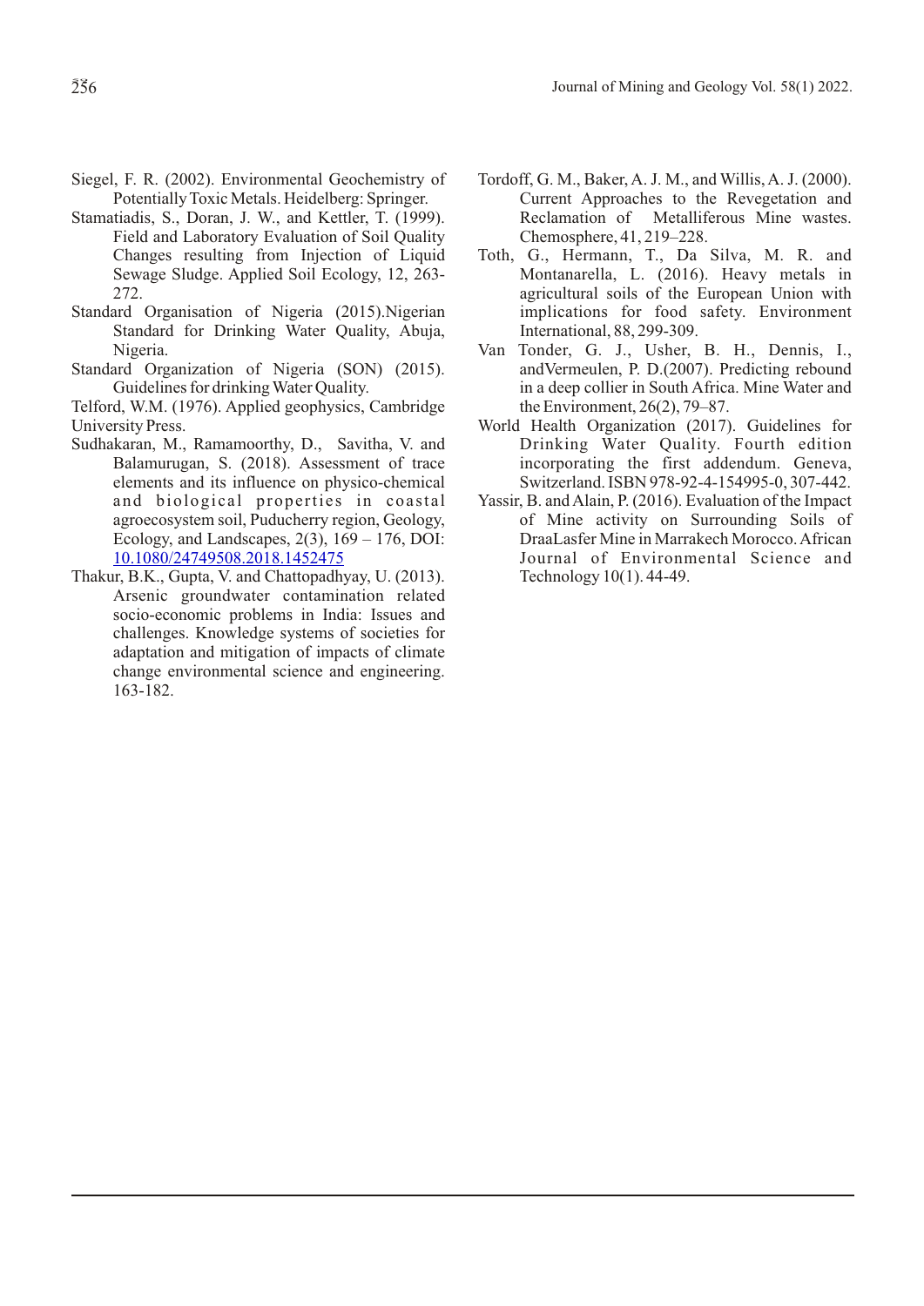Siegel, F. R. (2002). Environmental Geochemistry of Potentially Toxic Metals. Heidelberg: Springer.

Stamatiadis, S., Doran, J. W., and Kettler, T. (1999). Field and Laboratory Evaluation of Soil Quality Changes resulting from Injection of Liquid Sewage Sludge. Applied Soil Ecology, 12, 263-272.

Standard Organisation of Nigeria (2015).Nigerian Standard for Drinking Water Quality, Abuja, Nigeria.

Standard Organization of Nigeria (SON) (2015). Guidelines for drinking Water Quality.

Telford, W.M. (1976). Applied geophysics, Cambridge University Press.

Sudhakaran, M., Ramamoorthy, D., Savitha, V. and Balamurugan, S. (2018). Assessment of trace elements and its influence on physico-chemical and biological properties in coastal agroecosystem soil, Puducherry region, Geology, Ecology, and Landscapes, 2(3), 169 – 176, DOI: 10.1080/24749508.2018.1452475

Thakur, B.K., Gupta, V. and Chattopadhyay, U. (2013). Arsenic groundwater contamination related socio-economic problems in India: Issues and challenges. Knowledge systems of societies for adaptation and mitigation of impacts of climate change environmental science and engineering. 163-182.

Tordoff, G. M., Baker, A. J. M., and Willis, A. J. (2000). Current Approaches to the Revegetation and Reclamation of Metalliferous Mine wastes. Chemosphere, 41, 219–228.

Toth, G., Hermann, T., Da Silva, M. R. and Montanarella, L. (2016). Heavy metals in agricultural soils of the European Union with implications for food safety. Environment International, 88, 299-309.

Van Tonder, G. J., Usher, B. H., Dennis, I., andVermeulen, P. D.(2007). Predicting rebound in a deep collier in South Africa. Mine Water and the Environment, 26(2), 79–87.

World Health Organization (2017). Guidelines for Drinking Water Quality. Fourth edition incorporating the first addendum. Geneva, Switzerland. ISBN 978-92-4-154995-0, 307-442.

Yassir, B. and Alain, P. (2016). Evaluation of the Impact of Mine activity on Surrounding Soils of DraaLasfer Mine in Marrakech Morocco. African Journal of Environmental Science and Technology 10(1). 44-49.